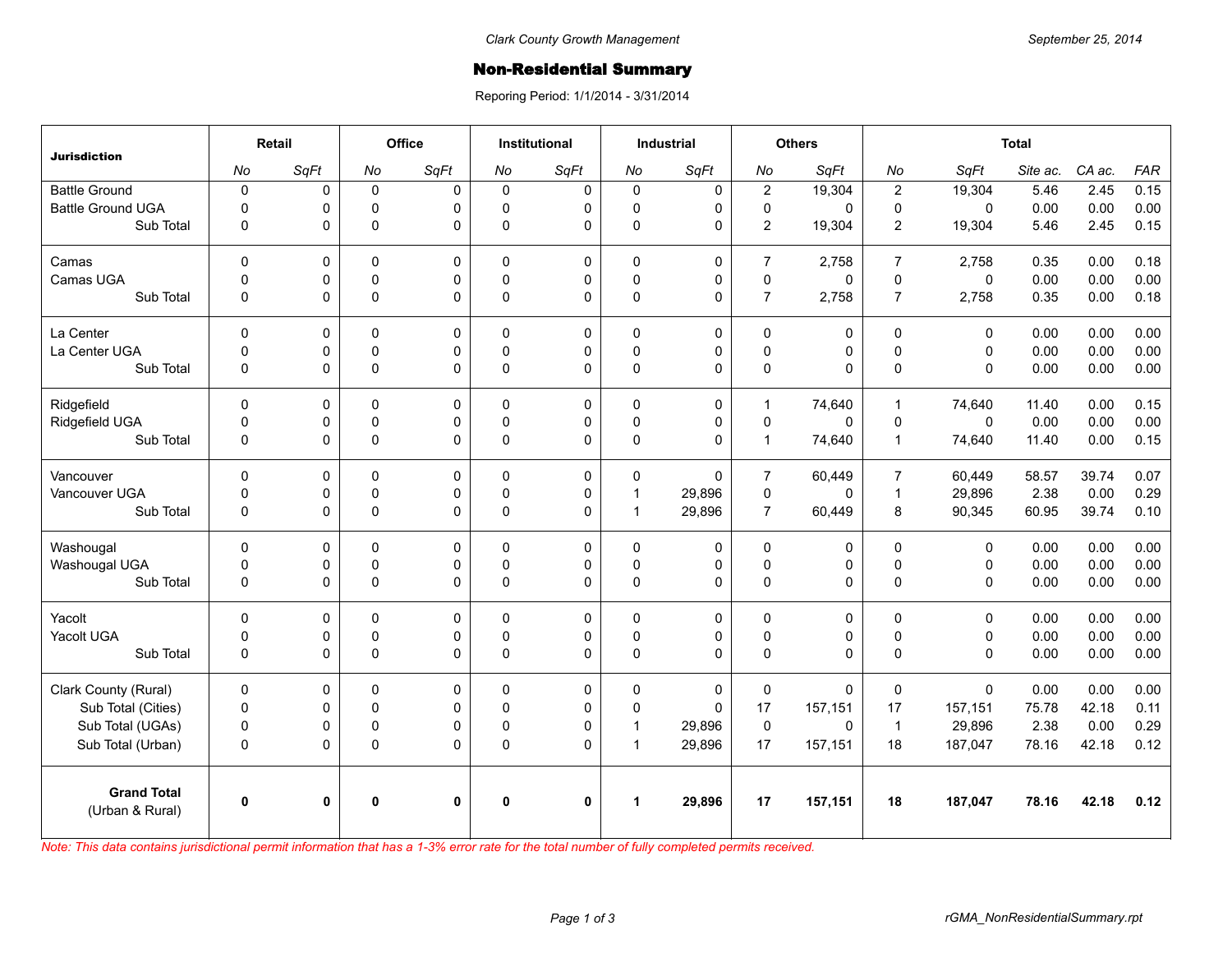Clark County Growth Management

September 25, 2014

# Non-Residential Summary

Reporing Period: 1/1/2014 - 3/31/2014

| Jurisdiction | Retail | | Office | | Institutional | | Industrial | | Others | | Total | | | | |
|---|---|---|---|---|---|---|---|---|---|---|---|---|---|---|---|
| | No | SqFt | No | SqFt | No | SqFt | No | SqFt | No | SqFt | No | SqFt | Site ac. | CA ac. | FAR |
| Battle Ground | 0 | 0 | 0 | 0 | 0 | 0 | 0 | 0 | 2 | 19,304 | 2 | 19,304 | 5.46 | 2.45 | 0.15 |
| Battle Ground UGA | 0 | 0 | 0 | 0 | 0 | 0 | 0 | 0 | 0 | 0 | 0 | 0 | 0.00 | 0.00 | 0.00 |
| Sub Total | 0 | 0 | 0 | 0 | 0 | 0 | 0 | 0 | 2 | 19,304 | 2 | 19,304 | 5.46 | 2.45 | 0.15 |
| Camas | 0 | 0 | 0 | 0 | 0 | 0 | 0 | 0 | 7 | 2,758 | 7 | 2,758 | 0.35 | 0.00 | 0.18 |
| Camas UGA | 0 | 0 | 0 | 0 | 0 | 0 | 0 | 0 | 0 | 0 | 0 | 0 | 0.00 | 0.00 | 0.00 |
| Sub Total | 0 | 0 | 0 | 0 | 0 | 0 | 0 | 0 | 7 | 2,758 | 7 | 2,758 | 0.35 | 0.00 | 0.18 |
| La Center | 0 | 0 | 0 | 0 | 0 | 0 | 0 | 0 | 0 | 0 | 0 | 0 | 0.00 | 0.00 | 0.00 |
| La Center UGA | 0 | 0 | 0 | 0 | 0 | 0 | 0 | 0 | 0 | 0 | 0 | 0 | 0.00 | 0.00 | 0.00 |
| Sub Total | 0 | 0 | 0 | 0 | 0 | 0 | 0 | 0 | 0 | 0 | 0 | 0 | 0.00 | 0.00 | 0.00 |
| Ridgefield | 0 | 0 | 0 | 0 | 0 | 0 | 0 | 0 | 1 | 74,640 | 1 | 74,640 | 11.40 | 0.00 | 0.15 |
| Ridgefield UGA | 0 | 0 | 0 | 0 | 0 | 0 | 0 | 0 | 0 | 0 | 0 | 0 | 0.00 | 0.00 | 0.00 |
| Sub Total | 0 | 0 | 0 | 0 | 0 | 0 | 0 | 0 | 1 | 74,640 | 1 | 74,640 | 11.40 | 0.00 | 0.15 |
| Vancouver | 0 | 0 | 0 | 0 | 0 | 0 | 0 | 0 | 7 | 60,449 | 7 | 60,449 | 58.57 | 39.74 | 0.07 |
| Vancouver UGA | 0 | 0 | 0 | 0 | 0 | 0 | 1 | 29,896 | 0 | 0 | 1 | 29,896 | 2.38 | 0.00 | 0.29 |
| Sub Total | 0 | 0 | 0 | 0 | 0 | 0 | 1 | 29,896 | 7 | 60,449 | 8 | 90,345 | 60.95 | 39.74 | 0.10 |
| Washougal | 0 | 0 | 0 | 0 | 0 | 0 | 0 | 0 | 0 | 0 | 0 | 0 | 0.00 | 0.00 | 0.00 |
| Washougal UGA | 0 | 0 | 0 | 0 | 0 | 0 | 0 | 0 | 0 | 0 | 0 | 0 | 0.00 | 0.00 | 0.00 |
| Sub Total | 0 | 0 | 0 | 0 | 0 | 0 | 0 | 0 | 0 | 0 | 0 | 0 | 0.00 | 0.00 | 0.00 |
| Yacolt | 0 | 0 | 0 | 0 | 0 | 0 | 0 | 0 | 0 | 0 | 0 | 0 | 0.00 | 0.00 | 0.00 |
| Yacolt UGA | 0 | 0 | 0 | 0 | 0 | 0 | 0 | 0 | 0 | 0 | 0 | 0 | 0.00 | 0.00 | 0.00 |
| Sub Total | 0 | 0 | 0 | 0 | 0 | 0 | 0 | 0 | 0 | 0 | 0 | 0 | 0.00 | 0.00 | 0.00 |
| Clark County (Rural) | 0 | 0 | 0 | 0 | 0 | 0 | 0 | 0 | 0 | 0 | 0 | 0 | 0.00 | 0.00 | 0.00 |
| Sub Total (Cities) | 0 | 0 | 0 | 0 | 0 | 0 | 0 | 0 | 17 | 157,151 | 17 | 157,151 | 75.78 | 42.18 | 0.11 |
| Sub Total (UGAs) | 0 | 0 | 0 | 0 | 0 | 0 | 1 | 29,896 | 0 | 0 | 1 | 29,896 | 2.38 | 0.00 | 0.29 |
| Sub Total (Urban) | 0 | 0 | 0 | 0 | 0 | 0 | 1 | 29,896 | 17 | 157,151 | 18 | 187,047 | 78.16 | 42.18 | 0.12 |
| **Grand Total** (Urban & Rural) | **0** | **0** | **0** | **0** | **0** | **0** | **1** | **29,896** | **17** | **157,151** | **18** | **187,047** | **78.16** | **42.18** | **0.12** |

*Note: This data contains jurisdictional permit information that has a 1-3% error rate for the total number of fully completed permits received.*

rGMA_NonResidentialSummary.rpt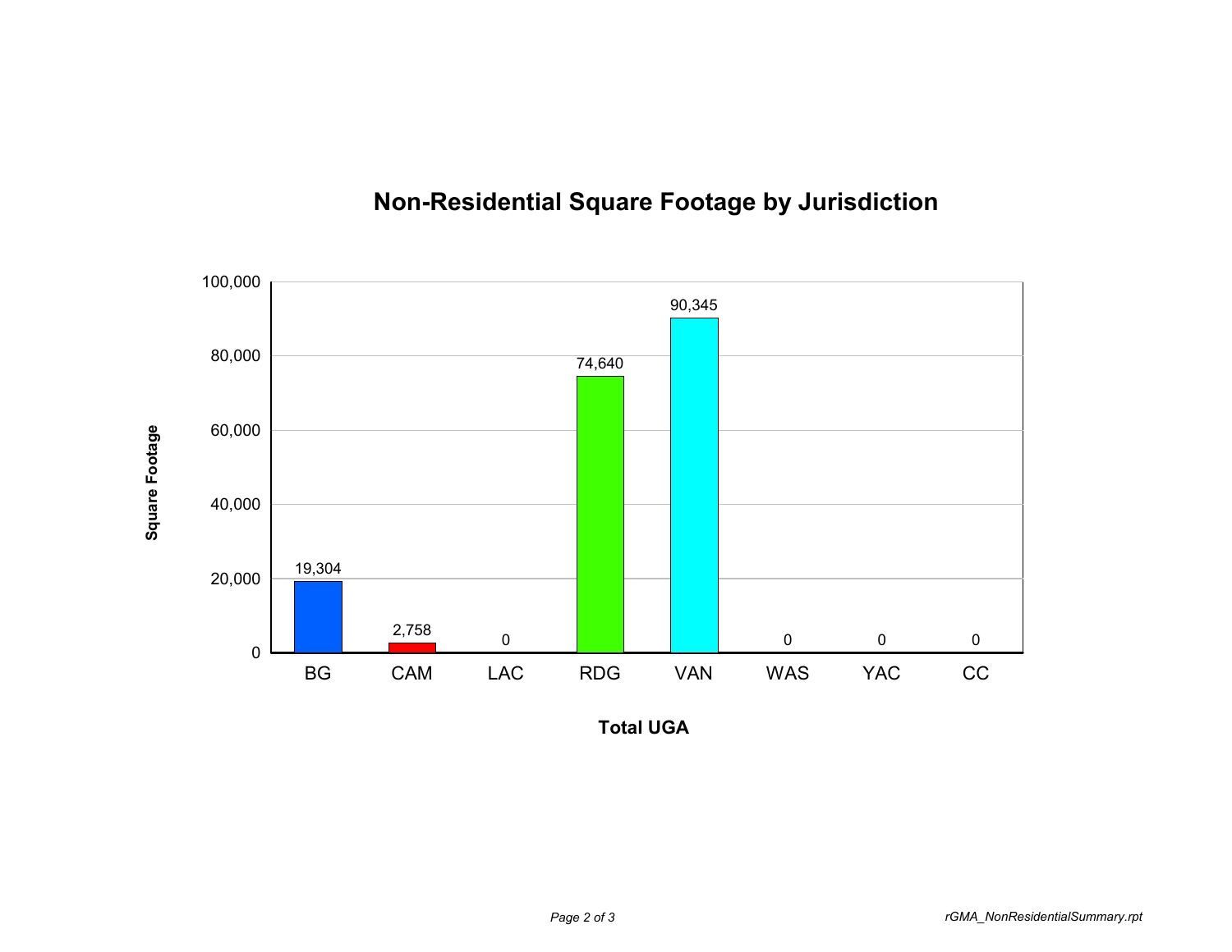# Non-Residential Square Footage by Jurisdiction

| Total UGA | Square Footage |
|---|---|
| BG | 19,304 |
| CAM | 2,758 |
| LAC | 0 |
| RDG | 74,640 |
| VAN | 90,345 |
| WAS | 0 |
| YAC | 0 |
| CC | 0 |

*rGMA_NonResidentialSummary.rpt*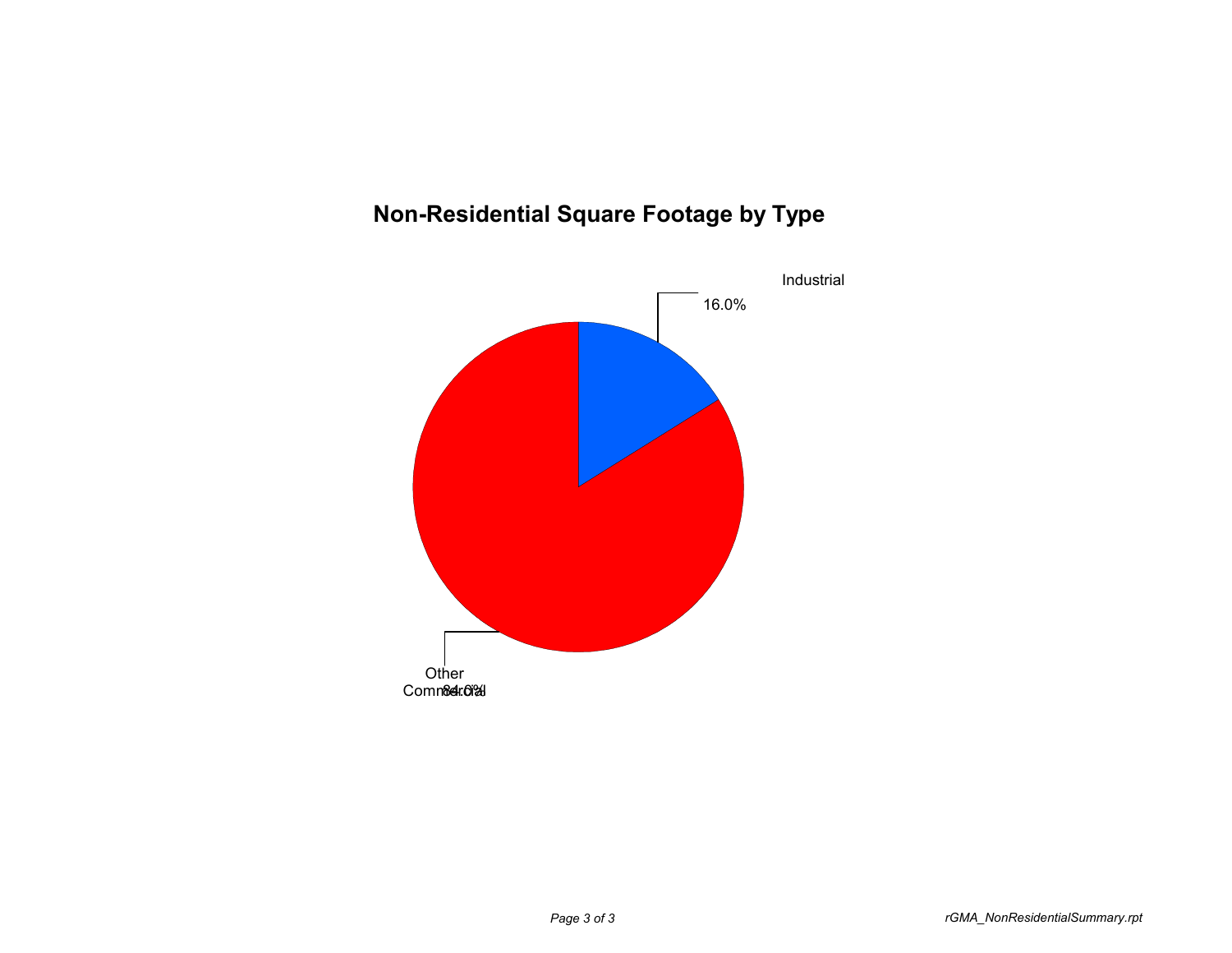## Non-Residential Square Footage by Type

Industrial

16.0%

Other Commercial

84.0%

rGMA_NonResidentialSummary.rpt